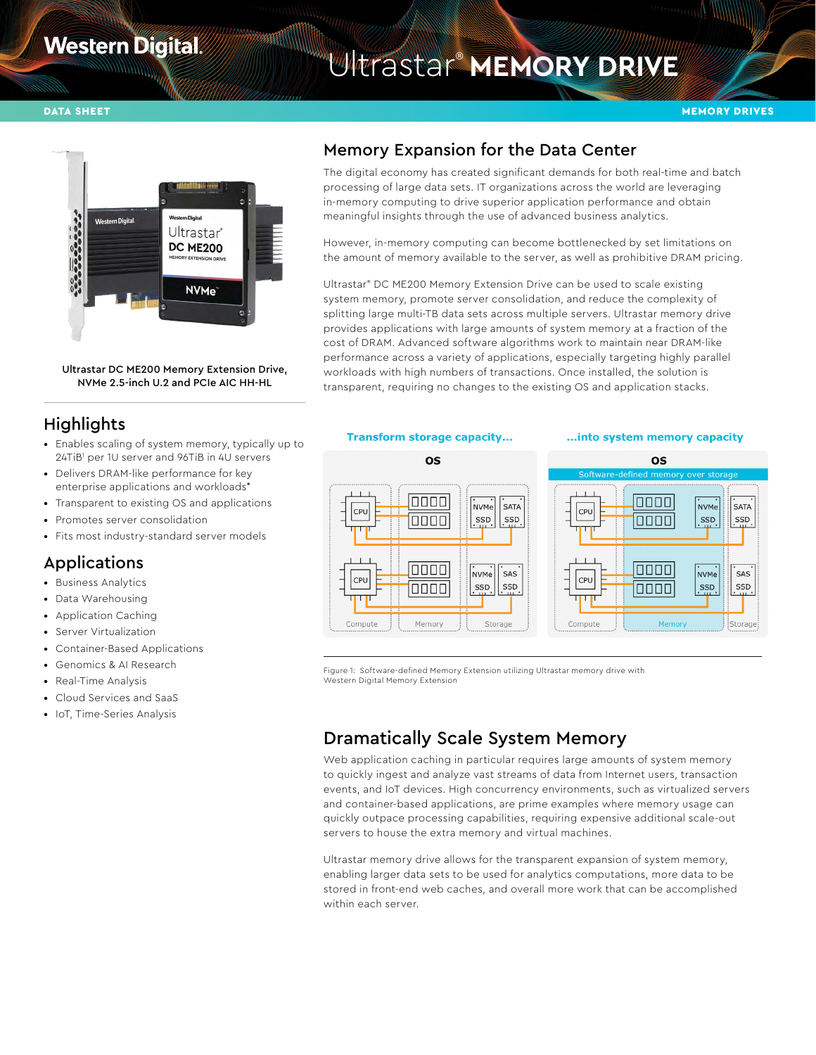# Ultrastar® MEMORY DRIVE

DATA SHEET

MEMORY DRIVES

Ultrastar DC ME200 Memory Extension Drive, NVMe 2.5-inch U.2 and PCIe AIC HH-HL

## Memory Expansion for the Data Center

The digital economy has created significant demands for both real-time and batch processing of large data sets. IT organizations across the world are leveraging in-memory computing to drive superior application performance and obtain meaningful insights through the use of advanced business analytics.

However, in-memory computing can become bottlenecked by set limitations on the amount of memory available to the server, as well as prohibitive DRAM pricing.

Ultrastar® DC ME200 Memory Extension Drive can be used to scale existing system memory, promote server consolidation, and reduce the complexity of splitting large multi-TB data sets across multiple servers. Ultrastar memory drive provides applications with large amounts of system memory at a fraction of the cost of DRAM. Advanced software algorithms work to maintain near DRAM-like performance across a variety of applications, especially targeting highly parallel workloads with high numbers of transactions. Once installed, the solution is transparent, requiring no changes to the existing OS and application stacks.

## Highlights

- Enables scaling of system memory, typically up to 24TiB[1] per 1U server and 96TiB in 4U servers
- Delivers DRAM-like performance for key enterprise applications and workloads*
- Transparent to existing OS and applications
- Promotes server consolidation
- Fits most industry-standard server models

## Applications

- Business Analytics
- Data Warehousing
- Application Caching
- Server Virtualization
- Container-Based Applications
- Genomics & AI Research
- Real-Time Analysis
- Cloud Services and SaaS
- IoT, Time-Series Analysis

Figure 1: Software-defined Memory Extension utilizing Ultrastar memory drive with Western Digital Memory Extension

## Dramatically Scale System Memory

Web application caching in particular requires large amounts of system memory to quickly ingest and analyze vast streams of data from Internet users, transaction events, and IoT devices. High concurrency environments, such as virtualized servers and container-based applications, are prime examples where memory usage can quickly outpace processing capabilities, requiring expensive additional scale-out servers to house the extra memory and virtual machines.

Ultrastar memory drive allows for the transparent expansion of system memory, enabling larger data sets to be used for analytics computations, more data to be stored in front-end web caches, and overall more work that can be accomplished within each server.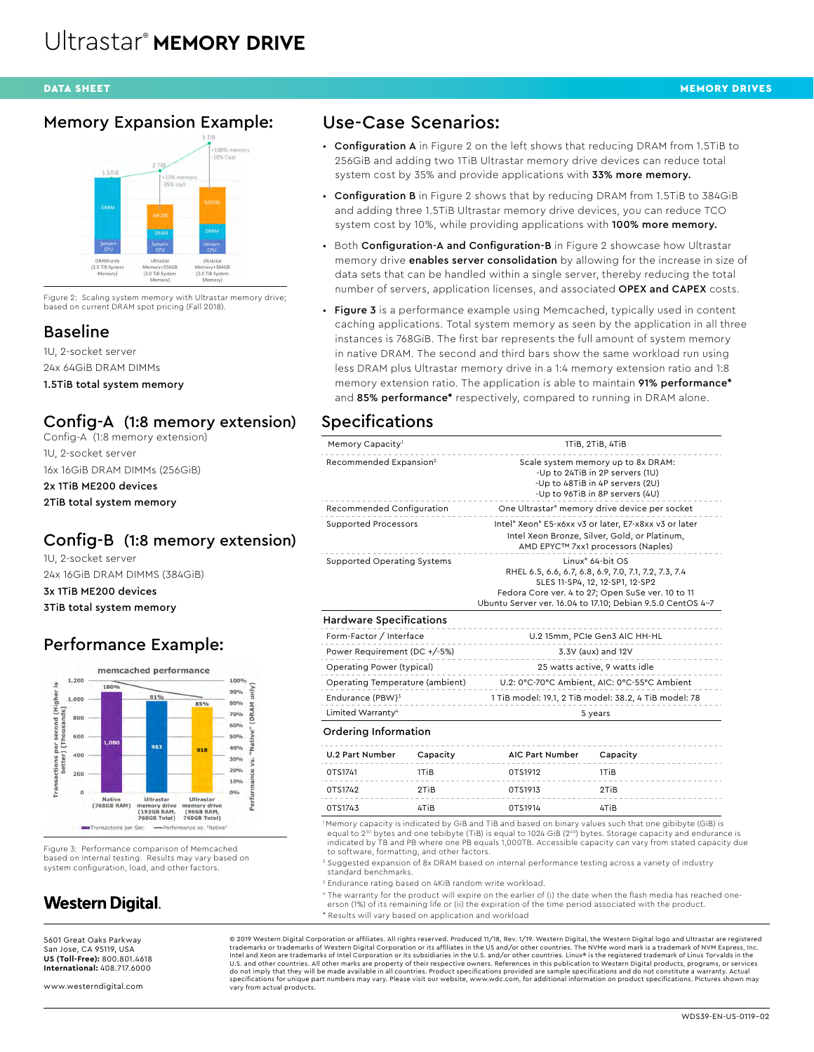# Ultrastar® MEMORY DRIVE

DATA SHEET | MEMORY DRIVES

## Memory Expansion Example:

3 TiB
+100% memory
-10% Cost
2 TiB
+33% memory
-35% cost
1.5TiB
DRAM
ME200
DRAM
Server+ CPU
ME200
DRAM
Server+ CPU
Server+ CPU
DRAM-only (1.5 TiB System Memory)
Ultrastar Memory+256GB (2.0 TiB System Memory)
Ultrastar Memory+384GB (3.0 TiB System Memory)

Figure 2: Scaling system memory with Ultrastar memory drive; based on current DRAM spot pricing (Fall 2018).

## Baseline

1U, 2-socket server

24x 64GiB DRAM DIMMs

**1.5TiB total system memory**

## Config-A (1:8 memory extension)

Config-A (1:8 memory extension)

1U, 2-socket server

16x 16GiB DRAM DIMMs (256GiB)

**2x 1TiB ME200 devices**

**2TiB total system memory**

## Config-B (1:8 memory extension)

1U, 2-socket server

24x 16GiB DRAM DIMMS (384GiB)

**3x 1TiB ME200 devices**

**3TiB total system memory**

## Performance Example:

memcached performance

Transactions per second (Higher is better) [Thousands]
1,200
1,000
800
600
400
200
0

Performance vs. "Native" (DRAM only)
100%
90%
80%
70%
60%
50%
40%
30%
20%
10%
0%

100%
91%
85%
1,080
983
918
Native (768GB RAM)
Ultrastar memory drive (192GB RAM, 768GB Total)
Ultrastar memory drive (96GB RAM, 768GB Total)

Transactions per Sec — Performance vs. "Native"

Figure 3: Performance comparison of Memcached based on internal testing. Results may vary based on system configuration, load, and other factors.

## Use-Case Scenarios:

- **Configuration A** in Figure 2 on the left shows that reducing DRAM from 1.5TiB to 256GiB and adding two 1TiB Ultrastar memory drive devices can reduce total system cost by 35% and provide applications with **33% more memory.**
- **Configuration B** in Figure 2 shows that by reducing DRAM from 1.5TiB to 384GiB and adding three 1.5TiB Ultrastar memory drive devices, you can reduce TCO system cost by 10%, while providing applications with **100% more memory.**
- Both **Configuration-A and Configuration-B** in Figure 2 showcase how Ultrastar memory drive **enables server consolidation** by allowing for the increase in size of data sets that can be handled within a single server, thereby reducing the total number of servers, application licenses, and associated **OPEX and CAPEX** costs.
- **Figure 3** is a performance example using Memcached, typically used in content caching applications. Total system memory as seen by the application in all three instances is 768GiB. The first bar represents the full amount of system memory in native DRAM. The second and third bars show the same workload run using less DRAM plus Ultrastar memory drive in a 1:4 memory extension ratio and 1:8 memory extension ratio. The application is able to maintain **91% performance*** and **85% performance*** respectively, compared to running in DRAM alone.

## Specifications

| | |
|---|---|
| Memory Capacity[1] | 1TiB, 2TiB, 4TiB |
| Recommended Expansion[2] | Scale system memory up to 8x DRAM:<br>-Up to 24TiB in 2P servers (1U)<br>-Up to 48TiB in 4P servers (2U)<br>-Up to 96TiB in 8P servers (4U) |
| Recommended Configuration | One Ultrastar® memory drive device per socket |
| Supported Processors | Intel® Xeon® E5-x6xx v3 or later, E7-x8xx v3 or later<br>Intel Xeon Bronze, Silver, Gold, or Platinum,<br>AMD EPYC™ 7xx1 processors (Naples) |
| Supported Operating Systems | Linux® 64-bit OS<br>RHEL 6.5, 6.6, 6.7, 6.8, 6.9, 7.0, 7.1, 7.2, 7.3, 7.4<br>SLES 11-SP4, 12, 12-SP1, 12-SP2<br>Fedora Core ver. 4 to 27; Open SuSe ver. 10 to 11<br>Ubuntu Server ver. 16.04 to 17.10; Debian 9.5.0 CentOS 4-7 |

### Hardware Specifications

| | |
|---|---|
| Form-Factor / Interface | U.2 15mm, PCIe Gen3 AIC HH-HL |
| Power Requirement (DC +/-5%) | 3.3V (aux) and 12V |
| Operating Power (typical) | 25 watts active, 9 watts idle |
| Operating Temperature (ambient) | U.2: 0°C-70°C Ambient, AIC: 0°C-55°C Ambient |
| Endurance (PBW)[3] | 1 TiB model: 19.1, 2 TiB model: 38.2, 4 TiB model: 78 |
| Limited Warranty[4] | 5 years |

### Ordering Information

| U.2 Part Number | Capacity | AIC Part Number | Capacity |
|---|---|---|---|
| 0TS1741 | 1TiB | 0TS1912 | 1TiB |
| 0TS1742 | 2TiB | 0TS1913 | 2TiB |
| 0TS1743 | 4TiB | 0TS1914 | 4TiB |

[1] Memory capacity is indicated by GiB and TiB and based on binary values such that one gibibyte (GiB) is equal to $2^{30}$ bytes and one tebibyte (TiB) is equal to 1024 GiB ($2^{40}$) bytes. Storage capacity and endurance is indicated by TB and PB where one PB equals 1,000TB. Accessible capacity can vary from stated capacity due to software, formatting, and other factors.

[2] Suggested expansion of 8x DRAM based on internal performance testing across a variety of industry standard benchmarks.

[3] Endurance rating based on 4KiB random write workload.

[4] The warranty for the product will expire on the earlier of (i) the date when the flash media has reached one-erson (1%) of its remaining life or (ii) the expiration of the time period associated with the product.

\* Results will vary based on application and workload

**Western Digital.**

5601 Great Oaks Parkway
San Jose, CA 95119, USA
**US (Toll-Free):** 800.801.4618
**International:** 408.717.6000

www.westerndigital.com

© 2019 Western Digital Corporation or affiliates. All rights reserved. Produced 11/18, Rev. 1/19. Western Digital, the Western Digital logo and Ultrastar are registered trademarks or trademarks of Western Digital Corporation or its affiliates in the US and/or other countries. The NVMe word mark is a trademark of NVM Express, Inc. Intel and Xeon are trademarks of Intel Corporation or its subsidiaries in the U.S. and/or other countries. Linux® is the registered trademark of Linus Torvalds in the U.S. and other countries. All other marks are property of their respective owners. References in this publication to Western Digital products, programs, or services do not imply that they will be made available in all countries. Product specifications provided are sample specifications and do not constitute a warranty. Actual specifications for unique part numbers may vary. Please visit our website, www.wdc.com, for additional information on product specifications. Pictures shown may vary from actual products.

WDS39-EN-US-0119-02